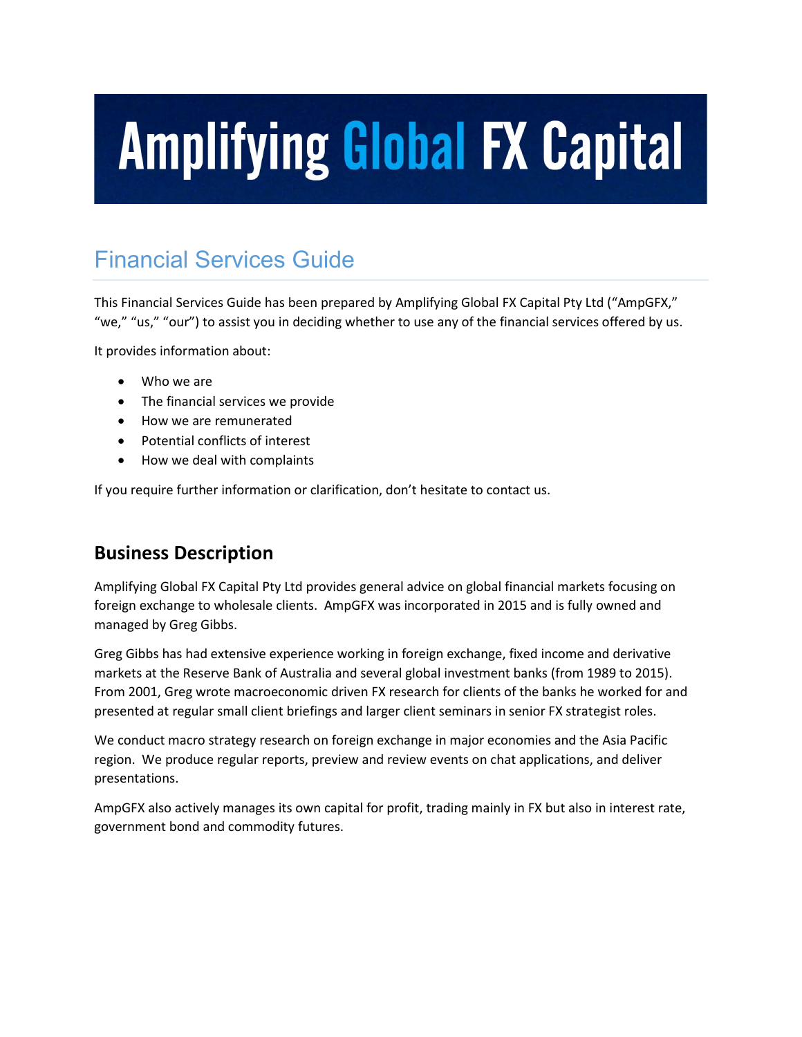# Amplifying Global FX Capital

## Financial Services Guide

This Financial Services Guide has been prepared by Amplifying Global FX Capital Pty Ltd (“AmpGFX,” “we,” “us,” “our”) to assist you in deciding whether to use any of the financial services offered by us.

It provides information about:

- Who we are
- The financial services we provide
- How we are remunerated
- Potential conflicts of interest
- How we deal with complaints

If you require further information or clarification, don’t hesitate to contact us.

### Business Description

Amplifying Global FX Capital Pty Ltd provides general advice on global financial markets focusing on foreign exchange to wholesale clients. AmpGFX was incorporated in 2015 and is fully owned and managed by Greg Gibbs.

Greg Gibbs has had extensive experience working in foreign exchange, fixed income and derivative markets at the Reserve Bank of Australia and several global investment banks (from 1989 to 2015). From 2001, Greg wrote macroeconomic driven FX research for clients of the banks he worked for and presented at regular small client briefings and larger client seminars in senior FX strategist roles.

We conduct macro strategy research on foreign exchange in major economies and the Asia Pacific region. We produce regular reports, preview and review events on chat applications, and deliver presentations.

AmpGFX also actively manages its own capital for profit, trading mainly in FX but also in interest rate, government bond and commodity futures.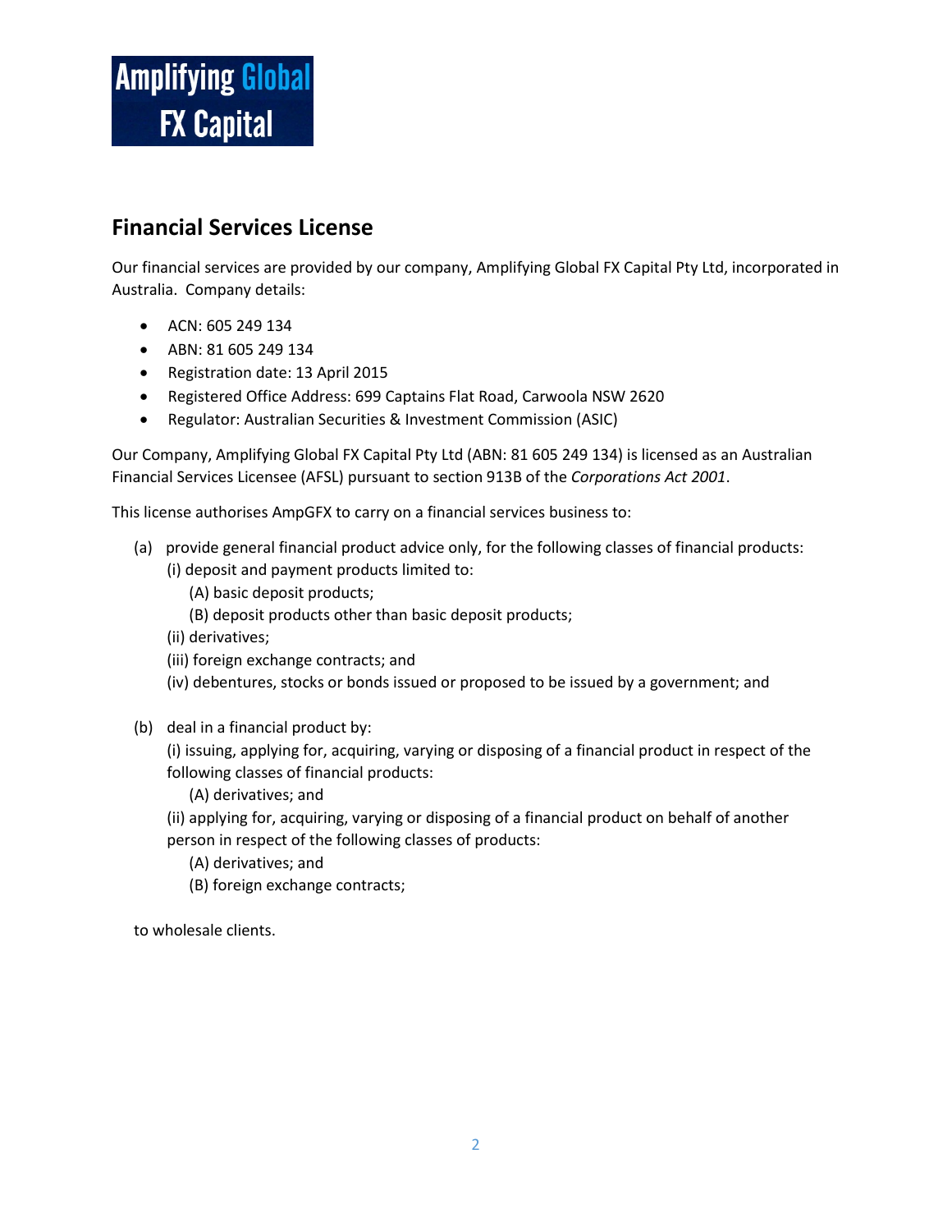Amplifying Global FX Capital

## Financial Services License

Our financial services are provided by our company, Amplifying Global FX Capital Pty Ltd, incorporated in Australia. Company details:

- ACN: 605 249 134
- ABN: 81 605 249 134
- Registration date: 13 April 2015
- Registered Office Address: 699 Captains Flat Road, Carwoola NSW 2620
- Regulator: Australian Securities & Investment Commission (ASIC)

Our Company, Amplifying Global FX Capital Pty Ltd (ABN: 81 605 249 134) is licensed as an Australian Financial Services Licensee (AFSL) pursuant to section 913B of the *Corporations Act 2001*.

This license authorises AmpGFX to carry on a financial services business to:

(a) provide general financial product advice only, for the following classes of financial products:
  (i) deposit and payment products limited to:
    (A) basic deposit products;
    (B) deposit products other than basic deposit products;
  (ii) derivatives;
  (iii) foreign exchange contracts; and
  (iv) debentures, stocks or bonds issued or proposed to be issued by a government; and

(b) deal in a financial product by:
  (i) issuing, applying for, acquiring, varying or disposing of a financial product in respect of the following classes of financial products:
    (A) derivatives; and
  (ii) applying for, acquiring, varying or disposing of a financial product on behalf of another person in respect of the following classes of products:
    (A) derivatives; and
    (B) foreign exchange contracts;

to wholesale clients.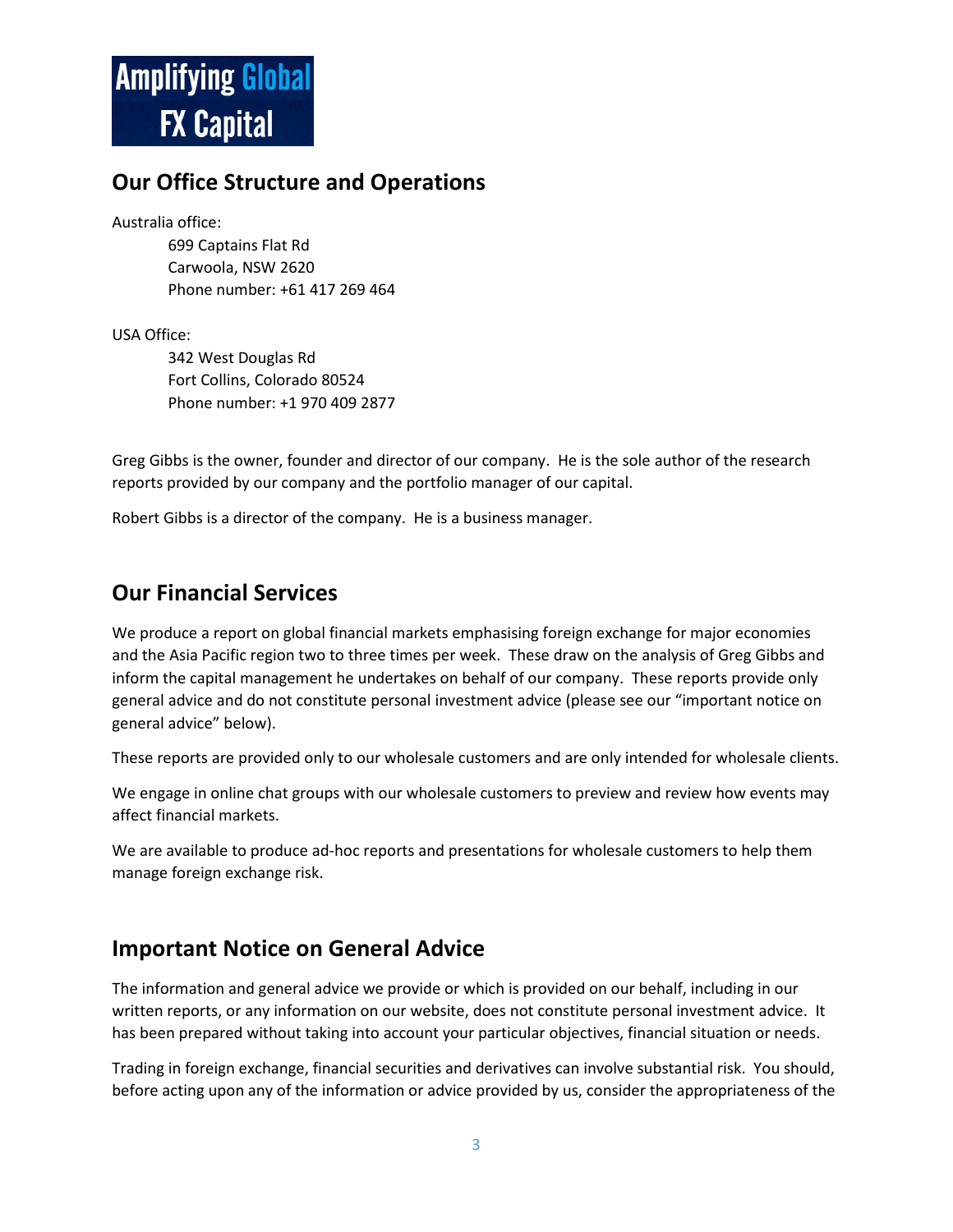Amplifying Global FX Capital

## Our Office Structure and Operations

Australia office:

699 Captains Flat Rd
Carwoola, NSW 2620
Phone number: +61 417 269 464

USA Office:

342 West Douglas Rd
Fort Collins, Colorado 80524
Phone number: +1 970 409 2877

Greg Gibbs is the owner, founder and director of our company. He is the sole author of the research reports provided by our company and the portfolio manager of our capital.

Robert Gibbs is a director of the company. He is a business manager.

## Our Financial Services

We produce a report on global financial markets emphasising foreign exchange for major economies and the Asia Pacific region two to three times per week. These draw on the analysis of Greg Gibbs and inform the capital management he undertakes on behalf of our company. These reports provide only general advice and do not constitute personal investment advice (please see our "important notice on general advice" below).

These reports are provided only to our wholesale customers and are only intended for wholesale clients.

We engage in online chat groups with our wholesale customers to preview and review how events may affect financial markets.

We are available to produce ad-hoc reports and presentations for wholesale customers to help them manage foreign exchange risk.

## Important Notice on General Advice

The information and general advice we provide or which is provided on our behalf, including in our written reports, or any information on our website, does not constitute personal investment advice. It has been prepared without taking into account your particular objectives, financial situation or needs.

Trading in foreign exchange, financial securities and derivatives can involve substantial risk. You should, before acting upon any of the information or advice provided by us, consider the appropriateness of the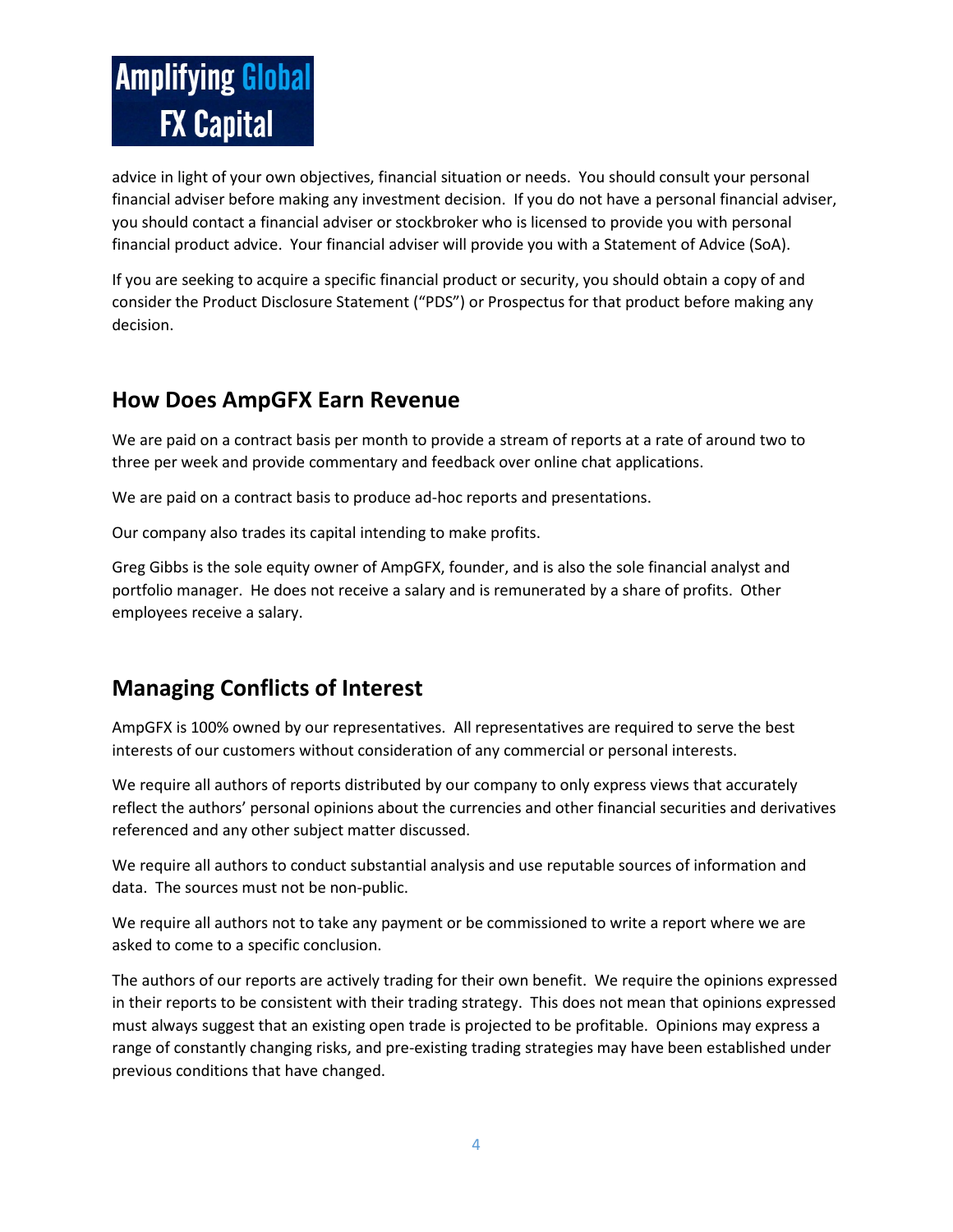advice in light of your own objectives, financial situation or needs. You should consult your personal financial adviser before making any investment decision. If you do not have a personal financial adviser, you should contact a financial adviser or stockbroker who is licensed to provide you with personal financial product advice. Your financial adviser will provide you with a Statement of Advice (SoA).

If you are seeking to acquire a specific financial product or security, you should obtain a copy of and consider the Product Disclosure Statement ("PDS") or Prospectus for that product before making any decision.

## How Does AmpGFX Earn Revenue

We are paid on a contract basis per month to provide a stream of reports at a rate of around two to three per week and provide commentary and feedback over online chat applications.

We are paid on a contract basis to produce ad-hoc reports and presentations.

Our company also trades its capital intending to make profits.

Greg Gibbs is the sole equity owner of AmpGFX, founder, and is also the sole financial analyst and portfolio manager. He does not receive a salary and is remunerated by a share of profits. Other employees receive a salary.

## Managing Conflicts of Interest

AmpGFX is 100% owned by our representatives. All representatives are required to serve the best interests of our customers without consideration of any commercial or personal interests.

We require all authors of reports distributed by our company to only express views that accurately reflect the authors' personal opinions about the currencies and other financial securities and derivatives referenced and any other subject matter discussed.

We require all authors to conduct substantial analysis and use reputable sources of information and data. The sources must not be non-public.

We require all authors not to take any payment or be commissioned to write a report where we are asked to come to a specific conclusion.

The authors of our reports are actively trading for their own benefit. We require the opinions expressed in their reports to be consistent with their trading strategy. This does not mean that opinions expressed must always suggest that an existing open trade is projected to be profitable. Opinions may express a range of constantly changing risks, and pre-existing trading strategies may have been established under previous conditions that have changed.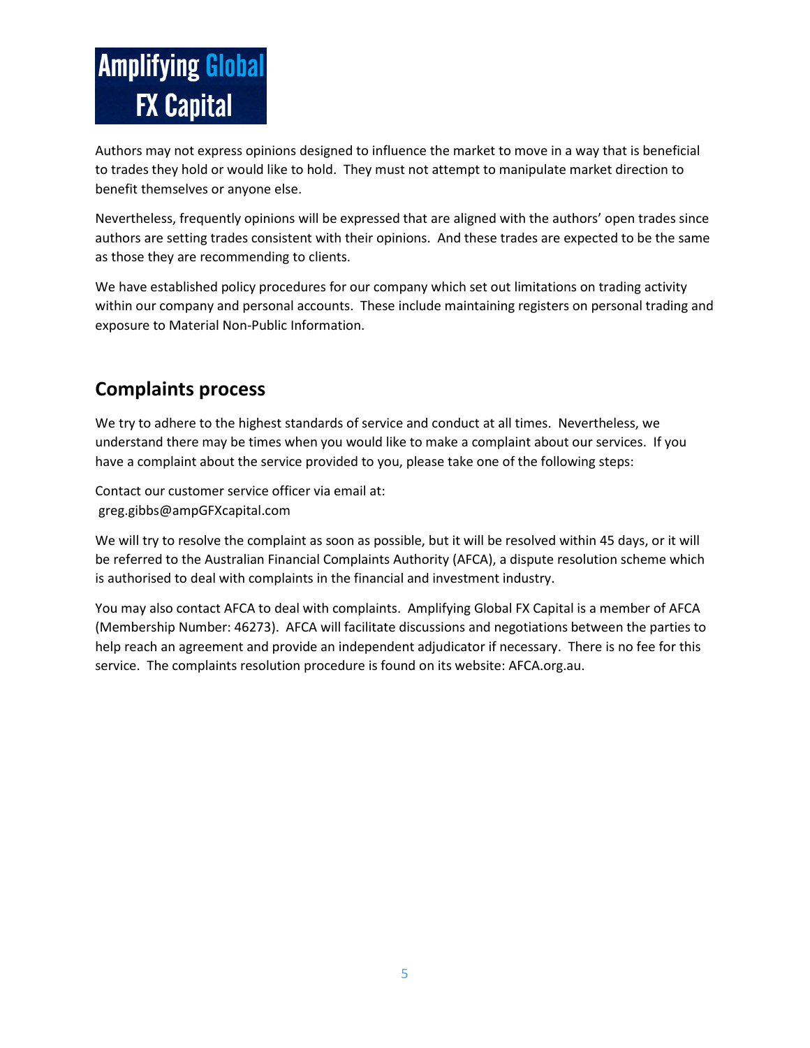Authors may not express opinions designed to influence the market to move in a way that is beneficial to trades they hold or would like to hold. They must not attempt to manipulate market direction to benefit themselves or anyone else.

Nevertheless, frequently opinions will be expressed that are aligned with the authors' open trades since authors are setting trades consistent with their opinions. And these trades are expected to be the same as those they are recommending to clients.

We have established policy procedures for our company which set out limitations on trading activity within our company and personal accounts. These include maintaining registers on personal trading and exposure to Material Non-Public Information.

## Complaints process

We try to adhere to the highest standards of service and conduct at all times. Nevertheless, we understand there may be times when you would like to make a complaint about our services. If you have a complaint about the service provided to you, please take one of the following steps:

Contact our customer service officer via email at:
greg.gibbs@ampGFXcapital.com

We will try to resolve the complaint as soon as possible, but it will be resolved within 45 days, or it will be referred to the Australian Financial Complaints Authority (AFCA), a dispute resolution scheme which is authorised to deal with complaints in the financial and investment industry.

You may also contact AFCA to deal with complaints. Amplifying Global FX Capital is a member of AFCA (Membership Number: 46273). AFCA will facilitate discussions and negotiations between the parties to help reach an agreement and provide an independent adjudicator if necessary. There is no fee for this service. The complaints resolution procedure is found on its website: AFCA.org.au.